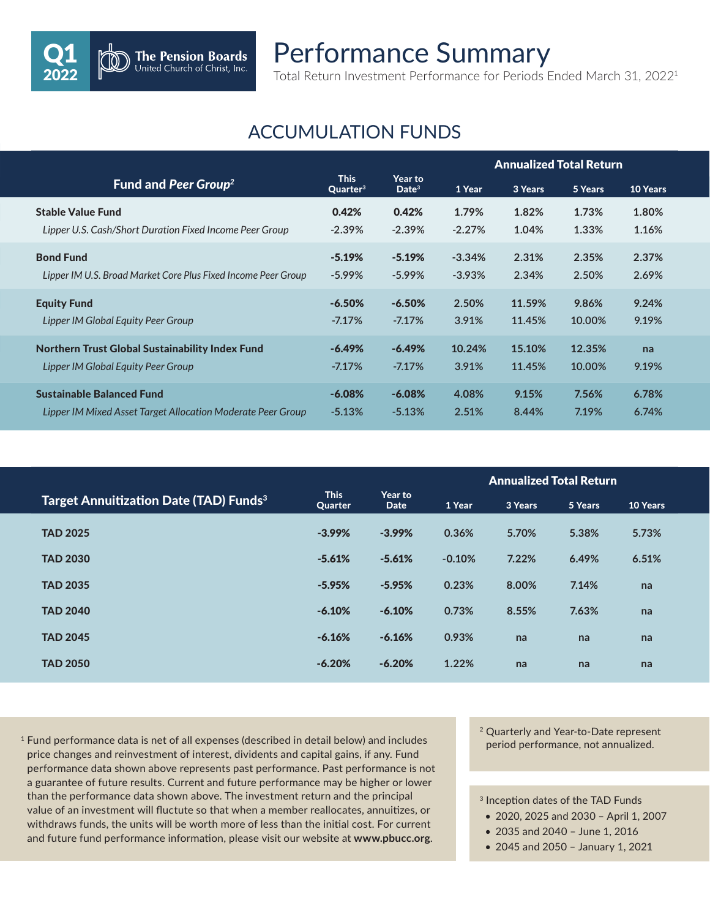Q1 2022 | The Pension Boards United Church of Christ, Inc.

# Performance Summary

Total Return Investment Performance for Periods Ended March 31, 2022[1]

## ACCUMULATION FUNDS

| Fund and *Peer Group*[2] | This Quarter[3] | Year to Date[3] | Annualized Total Return | | | |
|---|---|---|---|---|---|---|
| | | | 1 Year | 3 Years | 5 Years | 10 Years |
| **Stable Value Fund** | **0.42%** | **0.42%** | 1.79% | 1.82% | 1.73% | 1.80% |
| *Lipper U.S. Cash/Short Duration Fixed Income Peer Group* | -2.39% | -2.39% | -2.27% | 1.04% | 1.33% | 1.16% |
| **Bond Fund** | **-5.19%** | **-5.19%** | -3.34% | 2.31% | 2.35% | 2.37% |
| *Lipper IM U.S. Broad Market Core Plus Fixed Income Peer Group* | -5.99% | -5.99% | -3.93% | 2.34% | 2.50% | 2.69% |
| **Equity Fund** | **-6.50%** | **-6.50%** | 2.50% | 11.59% | 9.86% | 9.24% |
| *Lipper IM Global Equity Peer Group* | -7.17% | -7.17% | 3.91% | 11.45% | 10.00% | 9.19% |
| **Northern Trust Global Sustainability Index Fund** | **-6.49%** | **-6.49%** | 10.24% | 15.10% | 12.35% | na |
| *Lipper IM Global Equity Peer Group* | -7.17% | -7.17% | 3.91% | 11.45% | 10.00% | 9.19% |
| **Sustainable Balanced Fund** | **-6.08%** | **-6.08%** | 4.08% | 9.15% | 7.56% | 6.78% |
| *Lipper IM Mixed Asset Target Allocation Moderate Peer Group* | -5.13% | -5.13% | 2.51% | 8.44% | 7.19% | 6.74% |

| Target Annuitization Date (TAD) Funds[3] | This Quarter | Year to Date | Annualized Total Return | | | |
|---|---|---|---|---|---|---|
| | | | 1 Year | 3 Years | 5 Years | 10 Years |
| **TAD 2025** | **-3.99%** | **-3.99%** | 0.36% | 5.70% | 5.38% | 5.73% |
| **TAD 2030** | **-5.61%** | **-5.61%** | -0.10% | 7.22% | 6.49% | 6.51% |
| **TAD 2035** | **-5.95%** | **-5.95%** | 0.23% | 8.00% | 7.14% | na |
| **TAD 2040** | **-6.10%** | **-6.10%** | 0.73% | 8.55% | 7.63% | na |
| **TAD 2045** | **-6.16%** | **-6.16%** | 0.93% | na | na | na |
| **TAD 2050** | **-6.20%** | **-6.20%** | 1.22% | na | na | na |

[1] Fund performance data is net of all expenses (described in detail below) and includes price changes and reinvestment of interest, dividents and capital gains, if any. Fund performance data shown above represents past performance. Past performance is not a guarantee of future results. Current and future performance may be higher or lower than the performance data shown above. The investment return and the principal value of an investment will fluctute so that when a member reallocates, annuitizes, or withdraws funds, the units will be worth more of less than the initial cost. For current and future fund performance information, please visit our website at **www.pbucc.org**.

[2] Quarterly and Year-to-Date represent period performance, not annualized.

[3] Inception dates of the TAD Funds

- 2020, 2025 and 2030 – April 1, 2007
- 2035 and 2040 – June 1, 2016
- 2045 and 2050 – January 1, 2021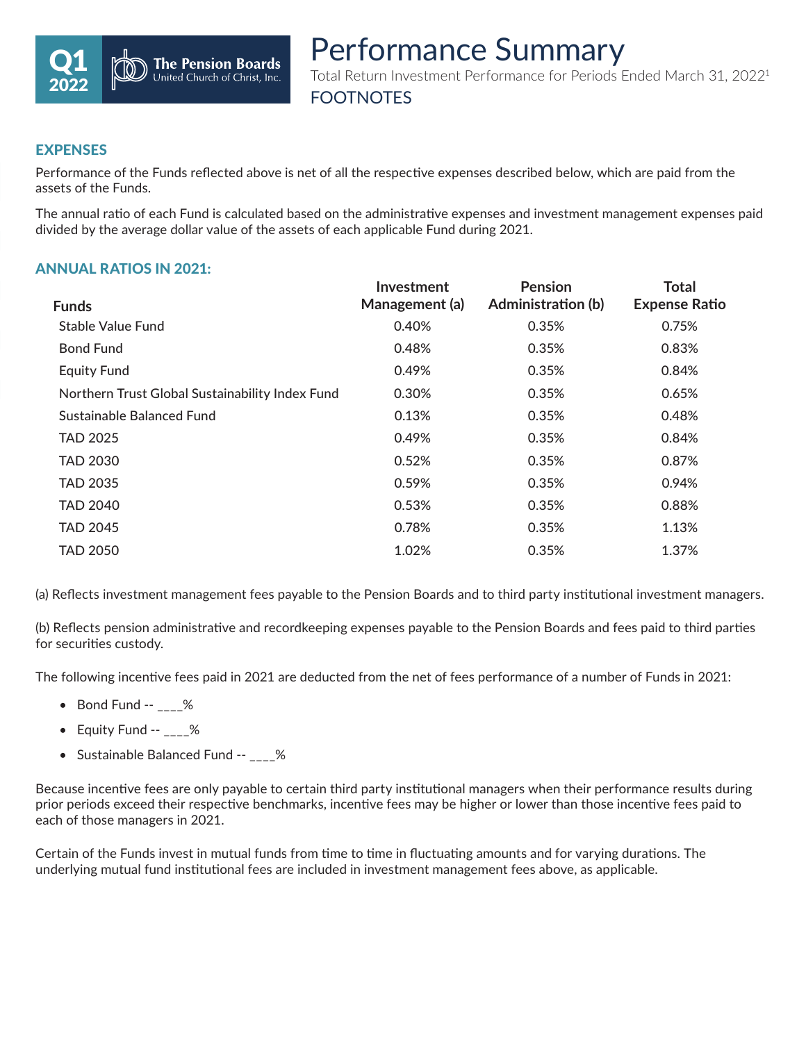# Performance Summary

Q1 2022 — The Pension Boards United Church of Christ, Inc.

Total Return Investment Performance for Periods Ended March 31, 2022[1]

FOOTNOTES

## EXPENSES

Performance of the Funds reflected above is net of all the respective expenses described below, which are paid from the assets of the Funds.

The annual ratio of each Fund is calculated based on the administrative expenses and investment management expenses paid divided by the average dollar value of the assets of each applicable Fund during 2021.

## ANNUAL RATIOS IN 2021:

| Funds | Investment Management (a) | Pension Administration (b) | Total Expense Ratio |
|---|---|---|---|
| Stable Value Fund | 0.40% | 0.35% | 0.75% |
| Bond Fund | 0.48% | 0.35% | 0.83% |
| Equity Fund | 0.49% | 0.35% | 0.84% |
| Northern Trust Global Sustainability Index Fund | 0.30% | 0.35% | 0.65% |
| Sustainable Balanced Fund | 0.13% | 0.35% | 0.48% |
| TAD 2025 | 0.49% | 0.35% | 0.84% |
| TAD 2030 | 0.52% | 0.35% | 0.87% |
| TAD 2035 | 0.59% | 0.35% | 0.94% |
| TAD 2040 | 0.53% | 0.35% | 0.88% |
| TAD 2045 | 0.78% | 0.35% | 1.13% |
| TAD 2050 | 1.02% | 0.35% | 1.37% |

(a) Reflects investment management fees payable to the Pension Boards and to third party institutional investment managers.

(b) Reflects pension administrative and recordkeeping expenses payable to the Pension Boards and fees paid to third parties for securities custody.

The following incentive fees paid in 2021 are deducted from the net of fees performance of a number of Funds in 2021:

- Bond Fund -- ____%
- Equity Fund -- ____%
- Sustainable Balanced Fund -- ____%

Because incentive fees are only payable to certain third party institutional managers when their performance results during prior periods exceed their respective benchmarks, incentive fees may be higher or lower than those incentive fees paid to each of those managers in 2021.

Certain of the Funds invest in mutual funds from time to time in fluctuating amounts and for varying durations. The underlying mutual fund institutional fees are included in investment management fees above, as applicable.